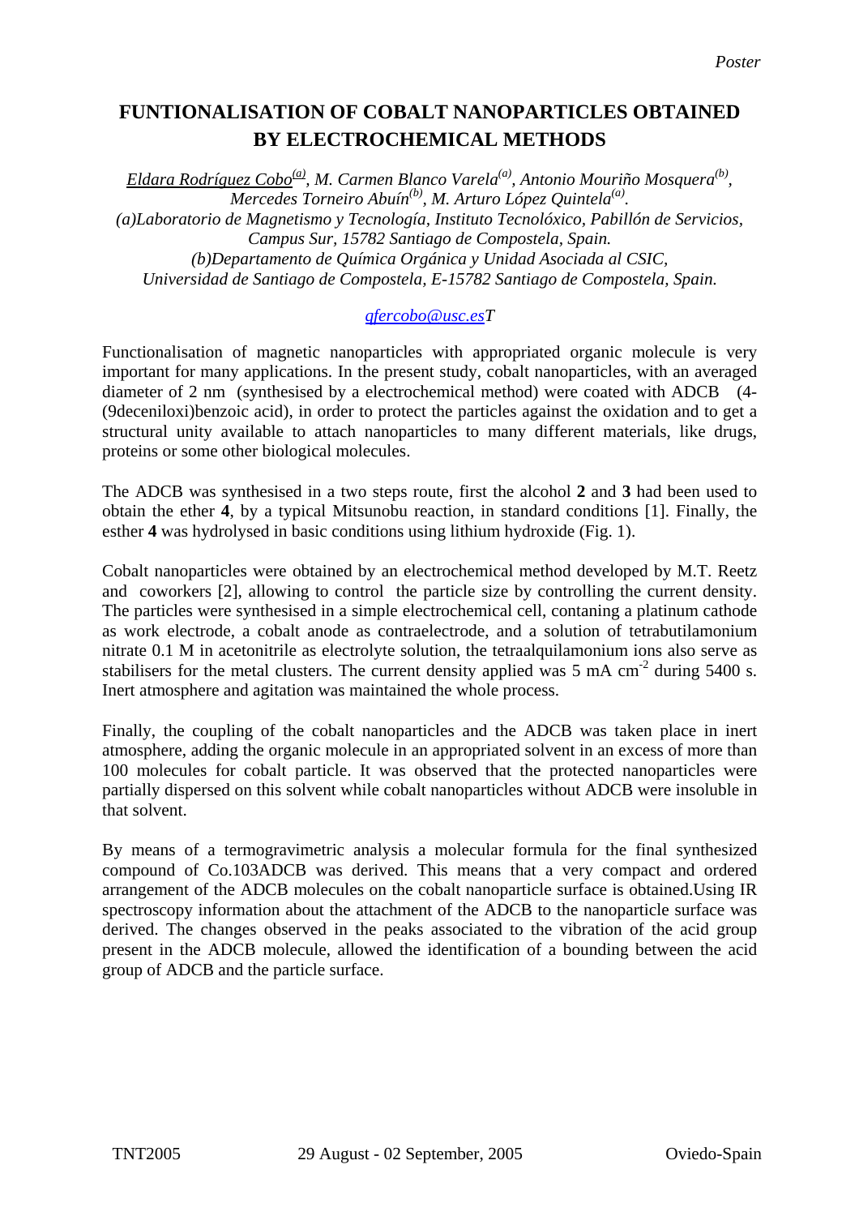*Poster*

# FUNTIONALISATION OF COBALT NANOPARTICLES OBTAINED BY ELECTROCHEMICAL METHODS

*Eldara Rodríguez Cobo[(a)], M. Carmen Blanco Varela[(a)], Antonio Mouriño Mosquera[(b)], Mercedes Torneiro Abuín[(b)], M. Arturo López Quintela[(a)].*
*(a)Laboratorio de Magnetismo y Tecnología, Instituto Tecnolóxico, Pabillón de Servicios, Campus Sur, 15782 Santiago de Compostela, Spain.*
*(b)Departamento de Química Orgánica y Unidad Asociada al CSIC, Universidad de Santiago de Compostela, E-15782 Santiago de Compostela, Spain.*

*qfercobo@usc.esT*

Functionalisation of magnetic nanoparticles with appropriated organic molecule is very important for many applications. In the present study, cobalt nanoparticles, with an averaged diameter of 2 nm (synthesised by a electrochemical method) were coated with ADCB (4-(9deceniloxi)benzoic acid), in order to protect the particles against the oxidation and to get a structural unity available to attach nanoparticles to many different materials, like drugs, proteins or some other biological molecules.

The ADCB was synthesised in a two steps route, first the alcohol **2** and **3** had been used to obtain the ether **4**, by a typical Mitsunobu reaction, in standard conditions [1]. Finally, the esther **4** was hydrolysed in basic conditions using lithium hydroxide (Fig. 1).

Cobalt nanoparticles were obtained by an electrochemical method developed by M.T. Reetz and coworkers [2], allowing to control the particle size by controlling the current density. The particles were synthesised in a simple electrochemical cell, contaning a platinum cathode as work electrode, a cobalt anode as contraelectrode, and a solution of tetrabutilamonium nitrate 0.1 M in acetonitrile as electrolyte solution, the tetraalquilamonium ions also serve as stabilisers for the metal clusters. The current density applied was 5 mA $cm^{-2}$ during 5400 s. Inert atmosphere and agitation was maintained the whole process.

Finally, the coupling of the cobalt nanoparticles and the ADCB was taken place in inert atmosphere, adding the organic molecule in an appropriated solvent in an excess of more than 100 molecules for cobalt particle. It was observed that the protected nanoparticles were partially dispersed on this solvent while cobalt nanoparticles without ADCB were insoluble in that solvent.

By means of a termogravimetric analysis a molecular formula for the final synthesized compound of Co.103ADCB was derived. This means that a very compact and ordered arrangement of the ADCB molecules on the cobalt nanoparticle surface is obtained.Using IR spectroscopy information about the attachment of the ADCB to the nanoparticle surface was derived. The changes observed in the peaks associated to the vibration of the acid group present in the ADCB molecule, allowed the identification of a bounding between the acid group of ADCB and the particle surface.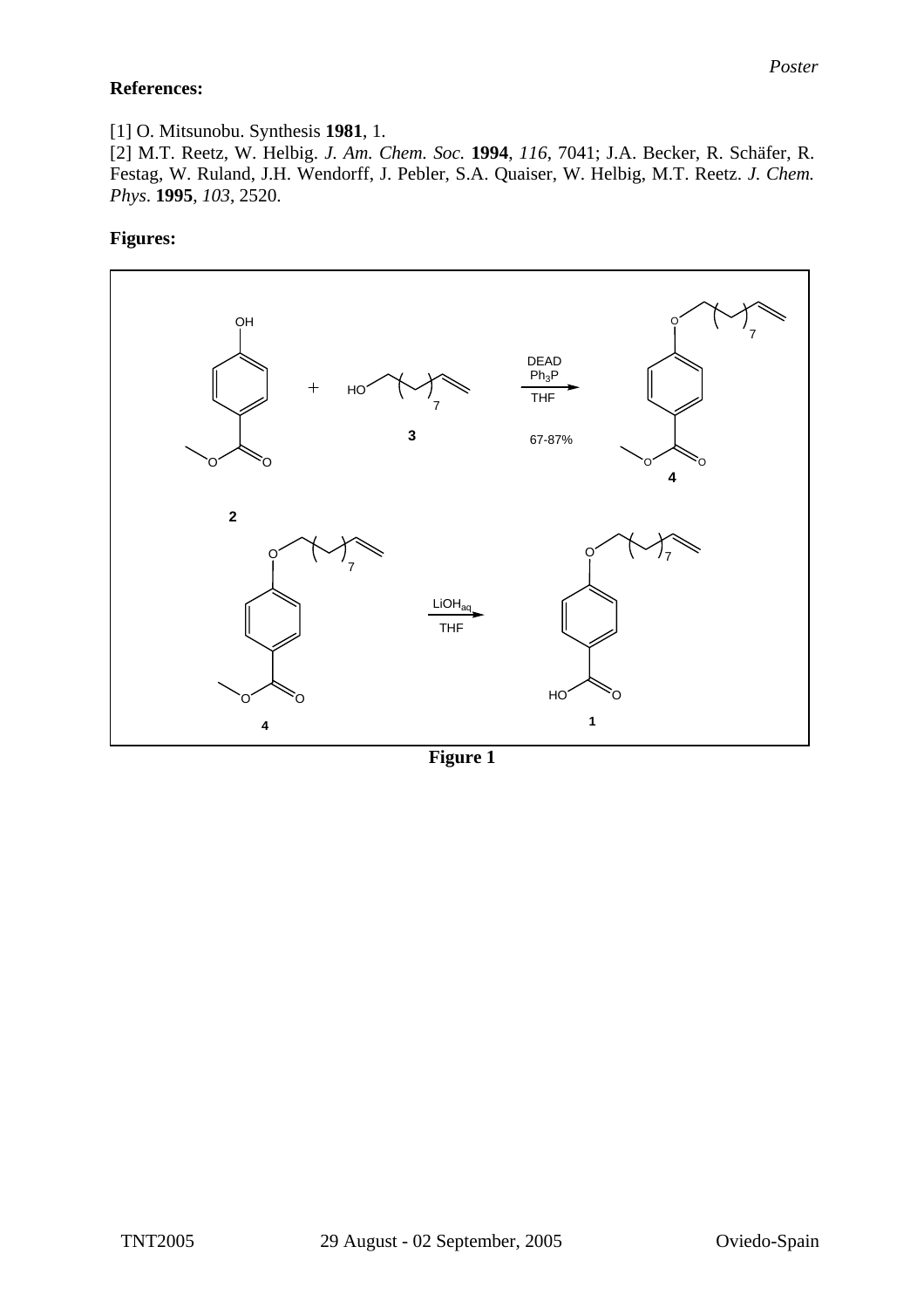**References:**

[1] O. Mitsunobu. Synthesis **1981**, 1.

[2] M.T. Reetz, W. Helbig. *J. Am. Chem. Soc.* **1994**, *116*, 7041; J.A. Becker, R. Schäfer, R. Festag, W. Ruland, J.H. Wendorff, J. Pebler, S.A. Quaiser, W. Helbig, M.T. Reetz. *J. Chem. Phys*. **1995**, *103*, 2520.

**Figures:**

OH

HO

7

3

DEAD

$Ph_3P$

THF

67-87%

O

7

4

2

O

7

$LiOH_{aq}$

THF

O

7

HO

O

4

1

**Figure 1**